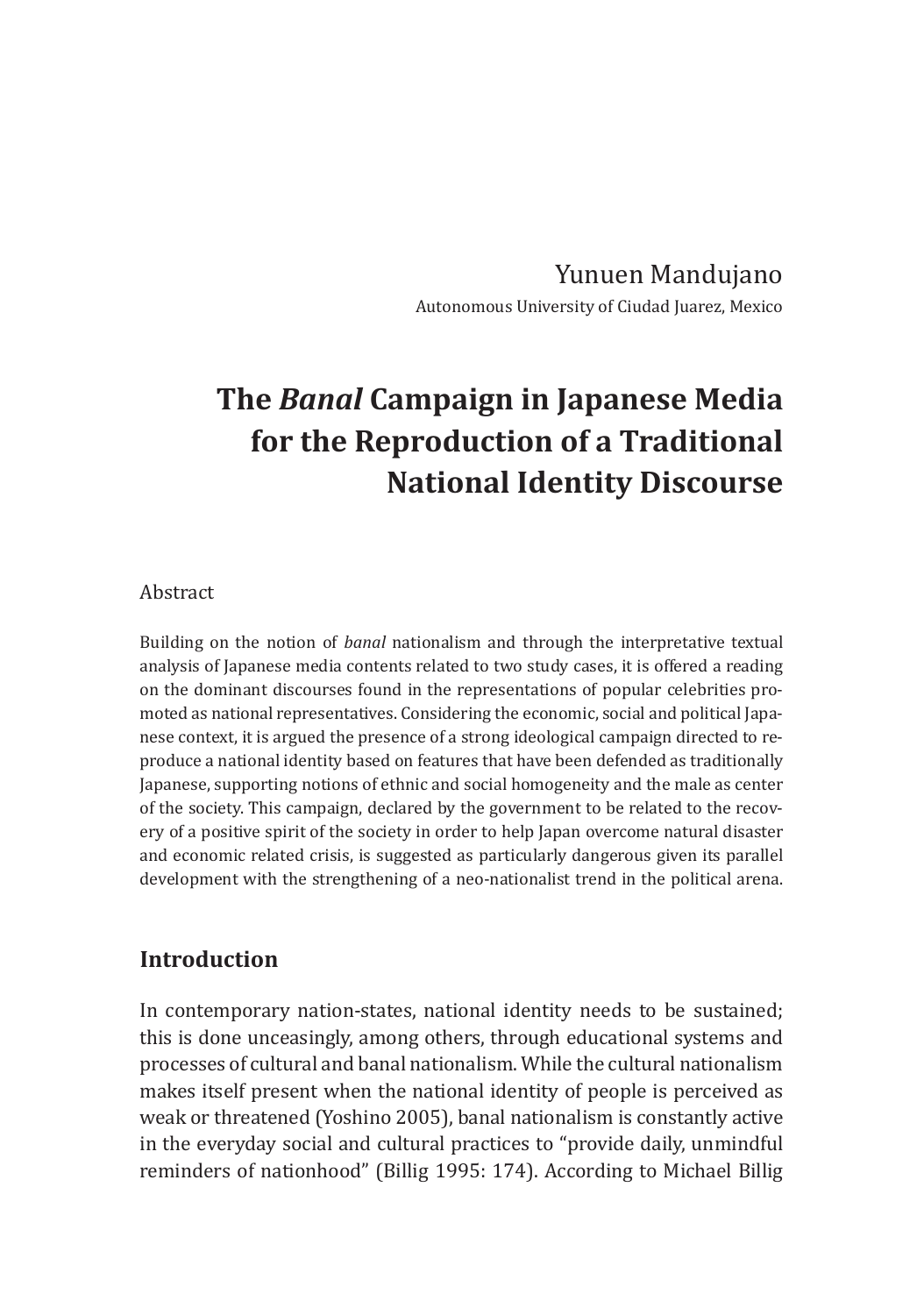Yunuen Mandujano

Autonomous University of Ciudad Juarez, Mexico

# The *Banal* Campaign in Japanese Media for the Reproduction of a Traditional National Identity Discourse

Abstract

Building on the notion of *banal* nationalism and through the interpretative textual analysis of Japanese media contents related to two study cases, it is offered a reading on the dominant discourses found in the representations of popular celebrities promoted as national representatives. Considering the economic, social and political Japanese context, it is argued the presence of a strong ideological campaign directed to reproduce a national identity based on features that have been defended as traditionally Japanese, supporting notions of ethnic and social homogeneity and the male as center of the society. This campaign, declared by the government to be related to the recovery of a positive spirit of the society in order to help Japan overcome natural disaster and economic related crisis, is suggested as particularly dangerous given its parallel development with the strengthening of a neo-nationalist trend in the political arena.

## Introduction

In contemporary nation-states, national identity needs to be sustained; this is done unceasingly, among others, through educational systems and processes of cultural and banal nationalism. While the cultural nationalism makes itself present when the national identity of people is perceived as weak or threatened (Yoshino 2005), banal nationalism is constantly active in the everyday social and cultural practices to "provide daily, unmindful reminders of nationhood" (Billig 1995: 174). According to Michael Billig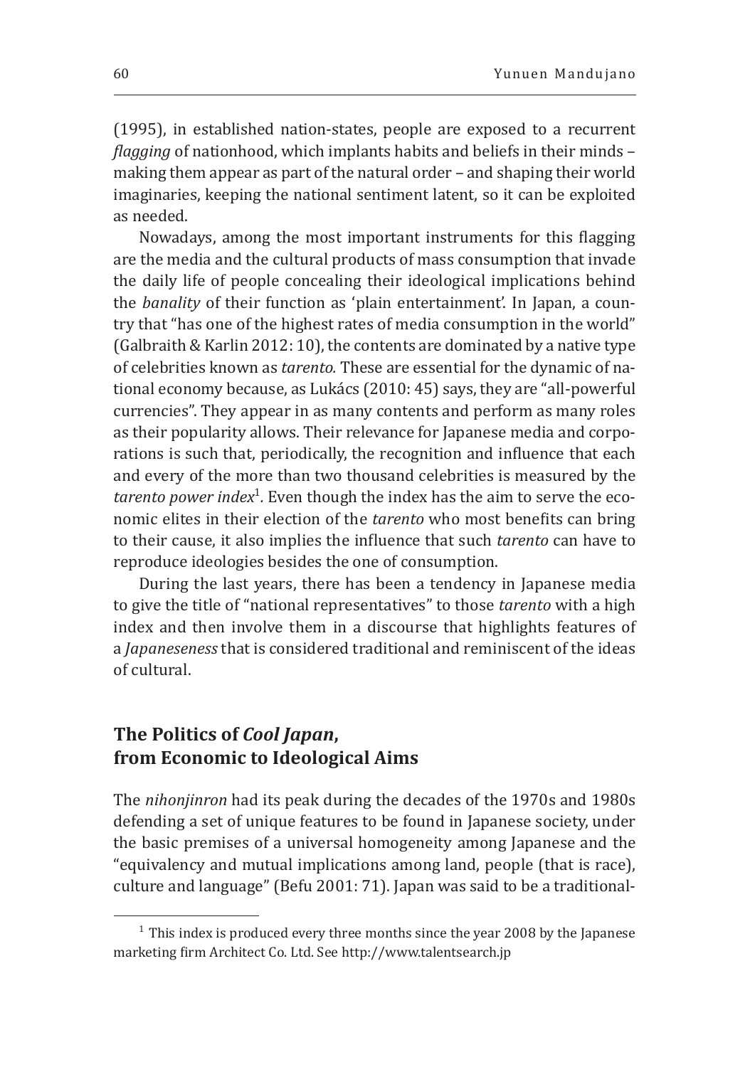(1995), in established nation-states, people are exposed to a recurrent *flagging* of nationhood, which implants habits and beliefs in their minds – making them appear as part of the natural order – and shaping their world imaginaries, keeping the national sentiment latent, so it can be exploited as needed.

Nowadays, among the most important instruments for this flagging are the media and the cultural products of mass consumption that invade the daily life of people concealing their ideological implications behind the *banality* of their function as 'plain entertainment'. In Japan, a country that "has one of the highest rates of media consumption in the world" (Galbraith & Karlin 2012: 10), the contents are dominated by a native type of celebrities known as *tarento.* These are essential for the dynamic of national economy because, as Lukács (2010: 45) says, they are "all-powerful currencies". They appear in as many contents and perform as many roles as their popularity allows. Their relevance for Japanese media and corporations is such that, periodically, the recognition and influence that each and every of the more than two thousand celebrities is measured by the *tarento power index*[1]*.* Even though the index has the aim to serve the economic elites in their election of the *tarento* who most benefits can bring to their cause, it also implies the influence that such *tarento* can have to reproduce ideologies besides the one of consumption.

During the last years, there has been a tendency in Japanese media to give the title of "national representatives" to those *tarento* with a high index and then involve them in a discourse that highlights features of a *Japaneseness* that is considered traditional and reminiscent of the ideas of cultural.

## The Politics of *Cool Japan*, from Economic to Ideological Aims

The *nihonjinron* had its peak during the decades of the 1970s and 1980s defending a set of unique features to be found in Japanese society, under the basic premises of a universal homogeneity among Japanese and the "equivalency and mutual implications among land, people (that is race), culture and language" (Befu 2001: 71). Japan was said to be a traditional-

---

[1] This index is produced every three months since the year 2008 by the Japanese marketing firm Architect Co. Ltd. See http://www.talentsearch.jp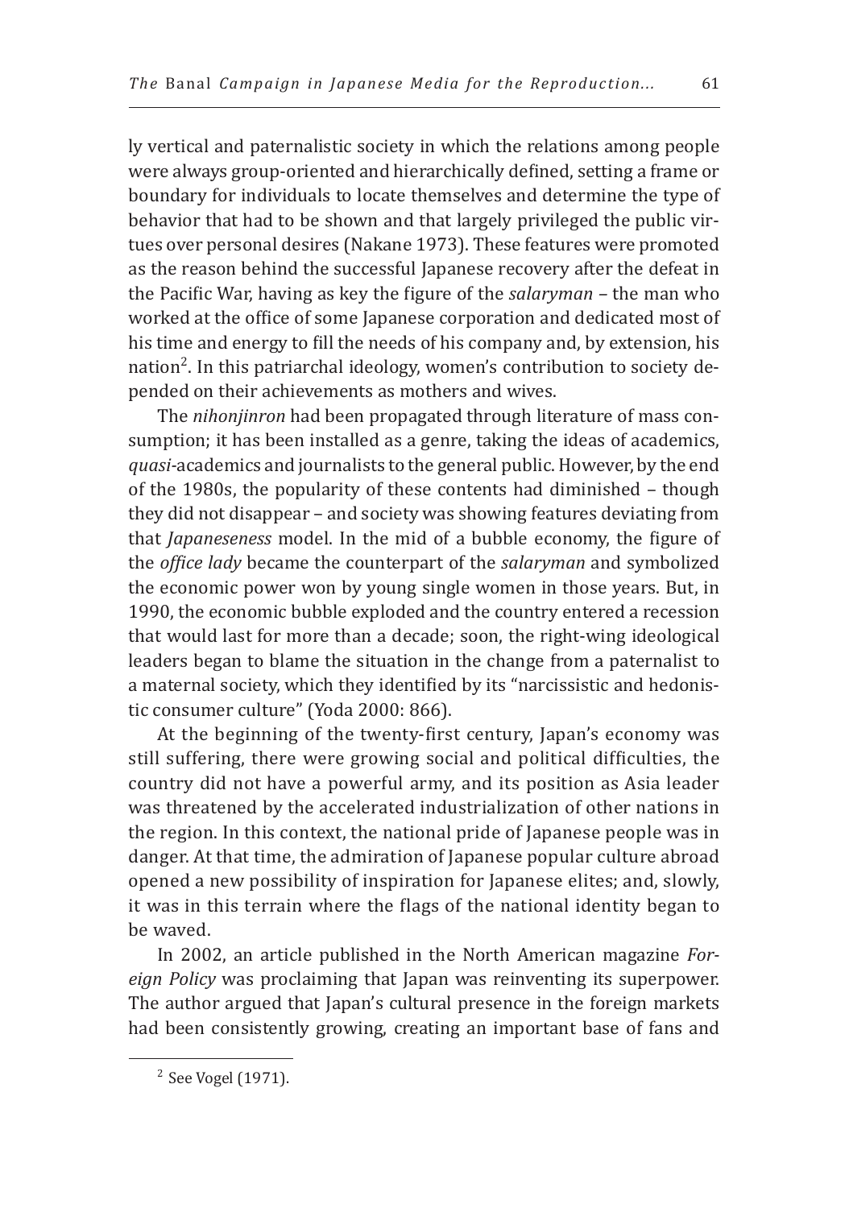ly vertical and paternalistic society in which the relations among people were always group-oriented and hierarchically defined, setting a frame or boundary for individuals to locate themselves and determine the type of behavior that had to be shown and that largely privileged the public virtues over personal desires (Nakane 1973). These features were promoted as the reason behind the successful Japanese recovery after the defeat in the Pacific War, having as key the figure of the *salaryman* – the man who worked at the office of some Japanese corporation and dedicated most of his time and energy to fill the needs of his company and, by extension, his nation[2]. In this patriarchal ideology, women's contribution to society depended on their achievements as mothers and wives.

The *nihonjinron* had been propagated through literature of mass consumption; it has been installed as a genre, taking the ideas of academics, *quasi*-academics and journalists to the general public. However, by the end of the 1980s, the popularity of these contents had diminished – though they did not disappear – and society was showing features deviating from that *Japaneseness* model. In the mid of a bubble economy, the figure of the *office lady* became the counterpart of the *salaryman* and symbolized the economic power won by young single women in those years. But, in 1990, the economic bubble exploded and the country entered a recession that would last for more than a decade; soon, the right-wing ideological leaders began to blame the situation in the change from a paternalist to a maternal society, which they identified by its "narcissistic and hedonistic consumer culture" (Yoda 2000: 866).

At the beginning of the twenty-first century, Japan's economy was still suffering, there were growing social and political difficulties, the country did not have a powerful army, and its position as Asia leader was threatened by the accelerated industrialization of other nations in the region. In this context, the national pride of Japanese people was in danger. At that time, the admiration of Japanese popular culture abroad opened a new possibility of inspiration for Japanese elites; and, slowly, it was in this terrain where the flags of the national identity began to be waved.

In 2002, an article published in the North American magazine *Foreign Policy* was proclaiming that Japan was reinventing its superpower. The author argued that Japan's cultural presence in the foreign markets had been consistently growing, creating an important base of fans and

[2] See Vogel (1971).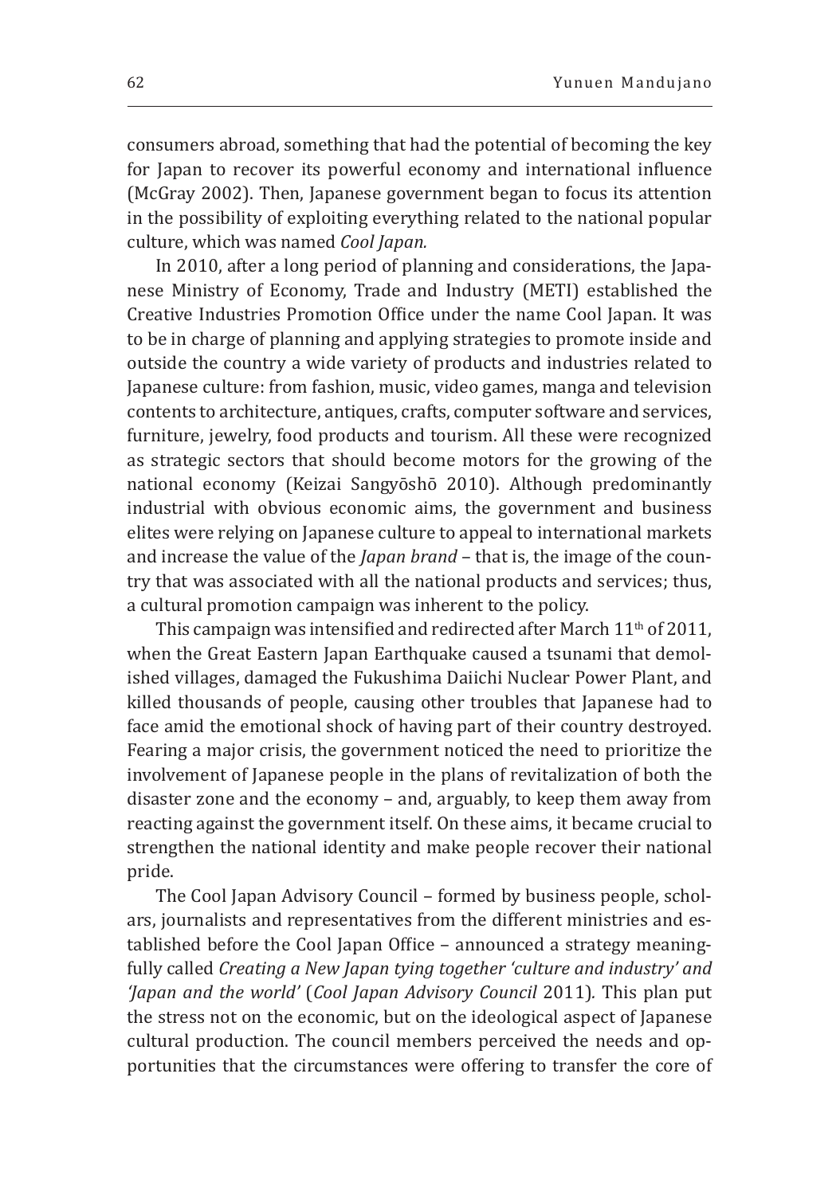consumers abroad, something that had the potential of becoming the key for Japan to recover its powerful economy and international influence (McGray 2002). Then, Japanese government began to focus its attention in the possibility of exploiting everything related to the national popular culture, which was named *Cool Japan.*

In 2010, after a long period of planning and considerations, the Japanese Ministry of Economy, Trade and Industry (METI) established the Creative Industries Promotion Office under the name Cool Japan. It was to be in charge of planning and applying strategies to promote inside and outside the country a wide variety of products and industries related to Japanese culture: from fashion, music, video games, manga and television contents to architecture, antiques, crafts, computer software and services, furniture, jewelry, food products and tourism. All these were recognized as strategic sectors that should become motors for the growing of the national economy (Keizai Sangyōshō 2010). Although predominantly industrial with obvious economic aims, the government and business elites were relying on Japanese culture to appeal to international markets and increase the value of the *Japan brand* – that is, the image of the country that was associated with all the national products and services; thus, a cultural promotion campaign was inherent to the policy.

This campaign was intensified and redirected after March 11th of 2011, when the Great Eastern Japan Earthquake caused a tsunami that demolished villages, damaged the Fukushima Daiichi Nuclear Power Plant, and killed thousands of people, causing other troubles that Japanese had to face amid the emotional shock of having part of their country destroyed. Fearing a major crisis, the government noticed the need to prioritize the involvement of Japanese people in the plans of revitalization of both the disaster zone and the economy – and, arguably, to keep them away from reacting against the government itself. On these aims, it became crucial to strengthen the national identity and make people recover their national pride.

The Cool Japan Advisory Council – formed by business people, scholars, journalists and representatives from the different ministries and established before the Cool Japan Office – announced a strategy meaningfully called *Creating a New Japan tying together 'culture and industry' and 'Japan and the world'* (*Cool Japan Advisory Council* 2011). This plan put the stress not on the economic, but on the ideological aspect of Japanese cultural production. The council members perceived the needs and opportunities that the circumstances were offering to transfer the core of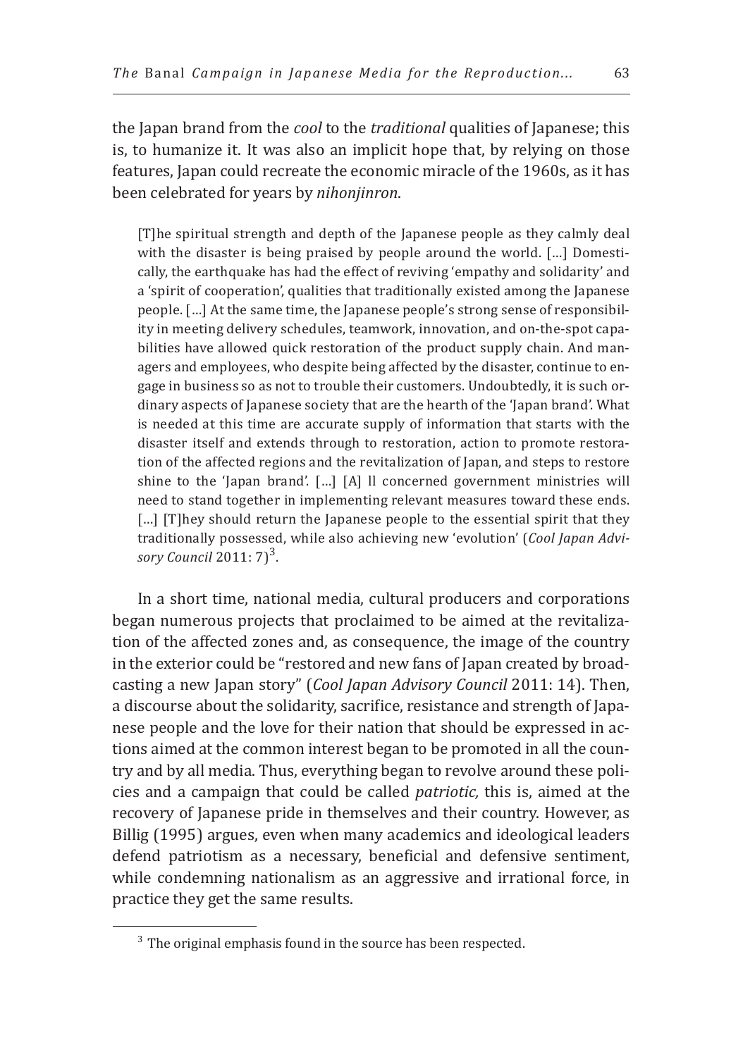the Japan brand from the *cool* to the *traditional* qualities of Japanese; this is, to humanize it. It was also an implicit hope that, by relying on those features, Japan could recreate the economic miracle of the 1960s, as it has been celebrated for years by *nihonjinron*.

> [T]he spiritual strength and depth of the Japanese people as they calmly deal with the disaster is being praised by people around the world. [...] Domestically, the earthquake has had the effect of reviving 'empathy and solidarity' and a 'spirit of cooperation', qualities that traditionally existed among the Japanese people. [...] At the same time, the Japanese people's strong sense of responsibility in meeting delivery schedules, teamwork, innovation, and on-the-spot capabilities have allowed quick restoration of the product supply chain. And managers and employees, who despite being affected by the disaster, continue to engage in business so as not to trouble their customers. Undoubtedly, it is such ordinary aspects of Japanese society that are the hearth of the 'Japan brand'. What is needed at this time are accurate supply of information that starts with the disaster itself and extends through to restoration, action to promote restoration of the affected regions and the revitalization of Japan, and steps to restore shine to the 'Japan brand'. [...] [A] ll concerned government ministries will need to stand together in implementing relevant measures toward these ends. [...] [T]hey should return the Japanese people to the essential spirit that they traditionally possessed, while also achieving new 'evolution' (*Cool Japan Advisory Council* 2011: 7)[3].

In a short time, national media, cultural producers and corporations began numerous projects that proclaimed to be aimed at the revitalization of the affected zones and, as consequence, the image of the country in the exterior could be "restored and new fans of Japan created by broadcasting a new Japan story" (*Cool Japan Advisory Council* 2011: 14). Then, a discourse about the solidarity, sacrifice, resistance and strength of Japanese people and the love for their nation that should be expressed in actions aimed at the common interest began to be promoted in all the country and by all media. Thus, everything began to revolve around these policies and a campaign that could be called *patriotic,* this is, aimed at the recovery of Japanese pride in themselves and their country. However, as Billig (1995) argues, even when many academics and ideological leaders defend patriotism as a necessary, beneficial and defensive sentiment, while condemning nationalism as an aggressive and irrational force, in practice they get the same results.

[3] The original emphasis found in the source has been respected.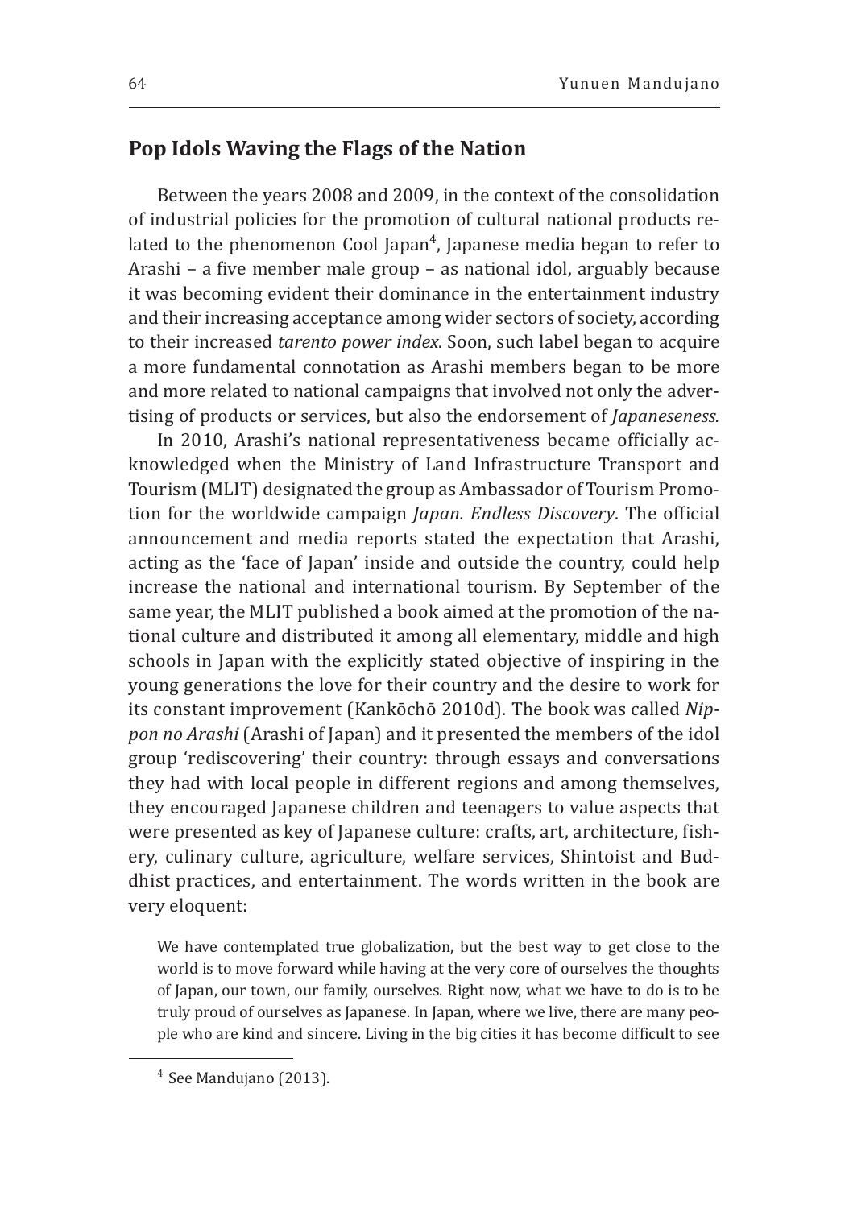## Pop Idols Waving the Flags of the Nation

Between the years 2008 and 2009, in the context of the consolidation of industrial policies for the promotion of cultural national products related to the phenomenon Cool Japan[4], Japanese media began to refer to Arashi – a five member male group – as national idol, arguably because it was becoming evident their dominance in the entertainment industry and their increasing acceptance among wider sectors of society, according to their increased *tarento power index*. Soon, such label began to acquire a more fundamental connotation as Arashi members began to be more and more related to national campaigns that involved not only the advertising of products or services, but also the endorsement of *Japaneseness.*

In 2010, Arashi's national representativeness became officially acknowledged when the Ministry of Land Infrastructure Transport and Tourism (MLIT) designated the group as Ambassador of Tourism Promotion for the worldwide campaign *Japan. Endless Discovery*. The official announcement and media reports stated the expectation that Arashi, acting as the 'face of Japan' inside and outside the country, could help increase the national and international tourism. By September of the same year, the MLIT published a book aimed at the promotion of the national culture and distributed it among all elementary, middle and high schools in Japan with the explicitly stated objective of inspiring in the young generations the love for their country and the desire to work for its constant improvement (Kankōchō 2010d). The book was called *Nippon no Arashi* (Arashi of Japan) and it presented the members of the idol group 'rediscovering' their country: through essays and conversations they had with local people in different regions and among themselves, they encouraged Japanese children and teenagers to value aspects that were presented as key of Japanese culture: crafts, art, architecture, fishery, culinary culture, agriculture, welfare services, Shintoist and Buddhist practices, and entertainment. The words written in the book are very eloquent:

> We have contemplated true globalization, but the best way to get close to the world is to move forward while having at the very core of ourselves the thoughts of Japan, our town, our family, ourselves. Right now, what we have to do is to be truly proud of ourselves as Japanese. In Japan, where we live, there are many people who are kind and sincere. Living in the big cities it has become difficult to see

[4] See Mandujano (2013).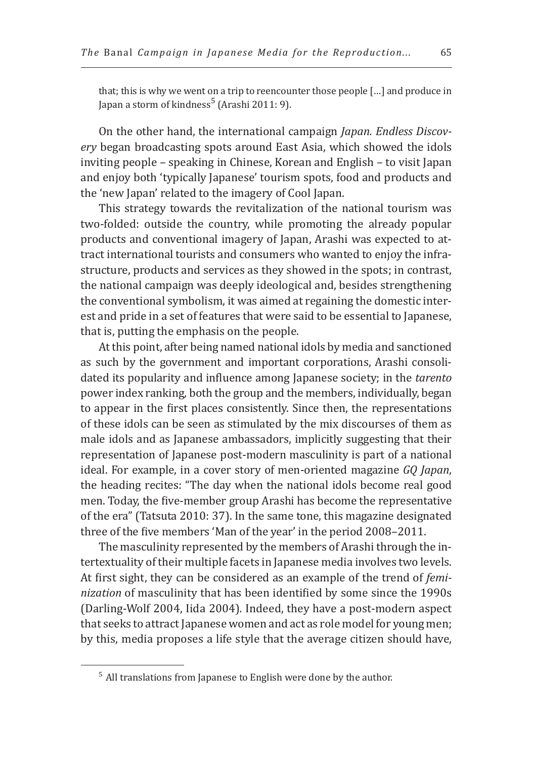that; this is why we went on a trip to reencounter those people […] and produce in Japan a storm of kindness[5] (Arashi 2011: 9).

On the other hand, the international campaign *Japan. Endless Discovery* began broadcasting spots around East Asia, which showed the idols inviting people – speaking in Chinese, Korean and English – to visit Japan and enjoy both 'typically Japanese' tourism spots, food and products and the 'new Japan' related to the imagery of Cool Japan.

This strategy towards the revitalization of the national tourism was two-folded: outside the country, while promoting the already popular products and conventional imagery of Japan, Arashi was expected to attract international tourists and consumers who wanted to enjoy the infrastructure, products and services as they showed in the spots; in contrast, the national campaign was deeply ideological and, besides strengthening the conventional symbolism, it was aimed at regaining the domestic interest and pride in a set of features that were said to be essential to Japanese, that is, putting the emphasis on the people.

At this point, after being named national idols by media and sanctioned as such by the government and important corporations, Arashi consolidated its popularity and influence among Japanese society; in the *tarento* power index ranking, both the group and the members, individually, began to appear in the first places consistently. Since then, the representations of these idols can be seen as stimulated by the mix discourses of them as male idols and as Japanese ambassadors, implicitly suggesting that their representation of Japanese post-modern masculinity is part of a national ideal. For example, in a cover story of men-oriented magazine *GQ Japan*, the heading recites: "The day when the national idols become real good men. Today, the five-member group Arashi has become the representative of the era" (Tatsuta 2010: 37). In the same tone, this magazine designated three of the five members 'Man of the year' in the period 2008–2011.

The masculinity represented by the members of Arashi through the intertextuality of their multiple facets in Japanese media involves two levels. At first sight, they can be considered as an example of the trend of *feminization* of masculinity that has been identified by some since the 1990s (Darling-Wolf 2004, Iida 2004). Indeed, they have a post-modern aspect that seeks to attract Japanese women and act as role model for young men; by this, media proposes a life style that the average citizen should have,

[5] All translations from Japanese to English were done by the author.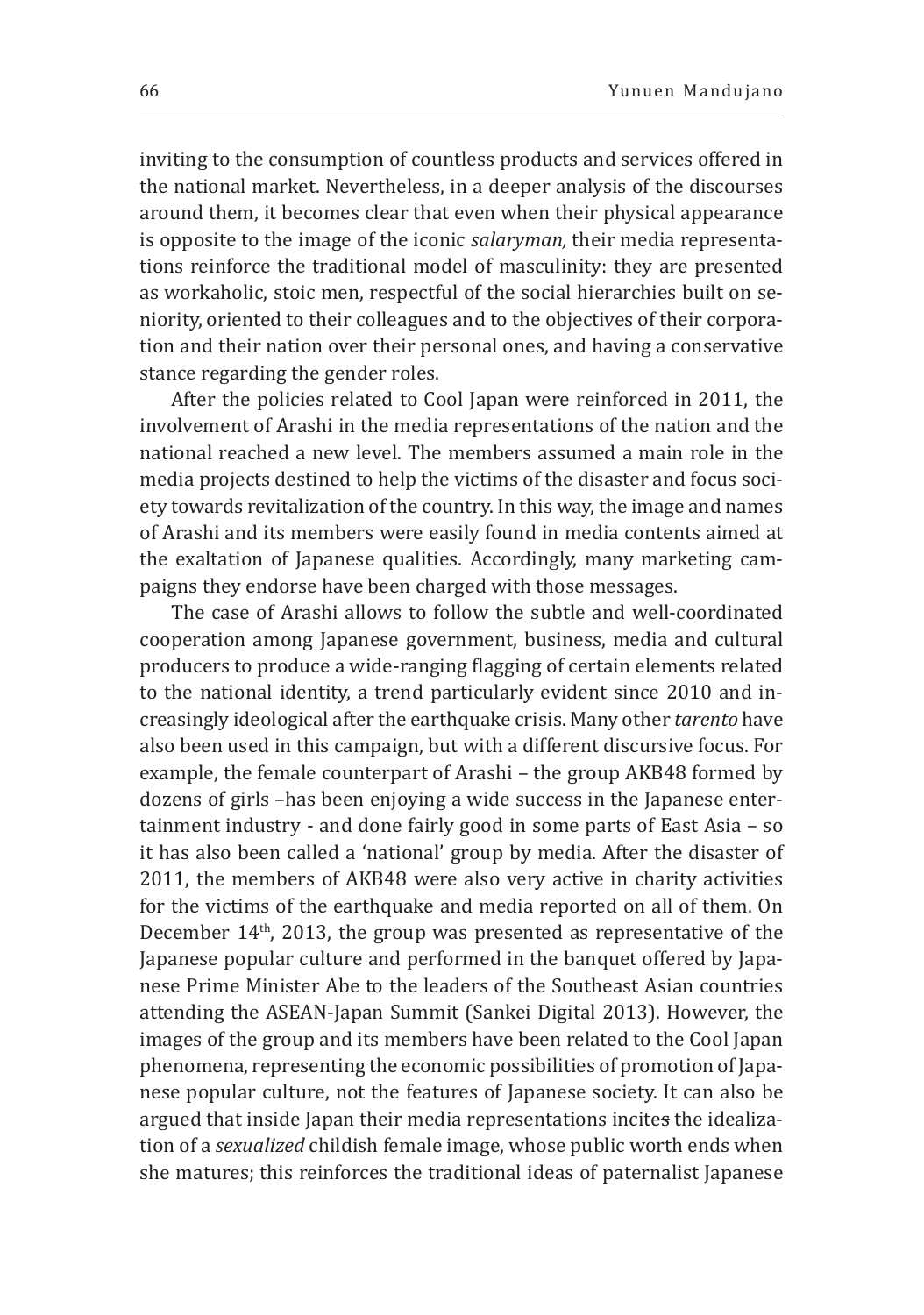inviting to the consumption of countless products and services offered in the national market. Nevertheless, in a deeper analysis of the discourses around them, it becomes clear that even when their physical appearance is opposite to the image of the iconic *salaryman,* their media representations reinforce the traditional model of masculinity: they are presented as workaholic, stoic men, respectful of the social hierarchies built on seniority, oriented to their colleagues and to the objectives of their corporation and their nation over their personal ones, and having a conservative stance regarding the gender roles.

After the policies related to Cool Japan were reinforced in 2011, the involvement of Arashi in the media representations of the nation and the national reached a new level. The members assumed a main role in the media projects destined to help the victims of the disaster and focus society towards revitalization of the country. In this way, the image and names of Arashi and its members were easily found in media contents aimed at the exaltation of Japanese qualities. Accordingly, many marketing campaigns they endorse have been charged with those messages.

The case of Arashi allows to follow the subtle and well-coordinated cooperation among Japanese government, business, media and cultural producers to produce a wide-ranging flagging of certain elements related to the national identity, a trend particularly evident since 2010 and increasingly ideological after the earthquake crisis. Many other *tarento* have also been used in this campaign, but with a different discursive focus. For example, the female counterpart of Arashi – the group AKB48 formed by dozens of girls –has been enjoying a wide success in the Japanese entertainment industry - and done fairly good in some parts of East Asia – so it has also been called a 'national' group by media. After the disaster of 2011, the members of AKB48 were also very active in charity activities for the victims of the earthquake and media reported on all of them. On December 14th, 2013, the group was presented as representative of the Japanese popular culture and performed in the banquet offered by Japanese Prime Minister Abe to the leaders of the Southeast Asian countries attending the ASEAN-Japan Summit (Sankei Digital 2013). However, the images of the group and its members have been related to the Cool Japan phenomena, representing the economic possibilities of promotion of Japanese popular culture, not the features of Japanese society. It can also be argued that inside Japan their media representations incites the idealization of a *sexualized* childish female image, whose public worth ends when she matures; this reinforces the traditional ideas of paternalist Japanese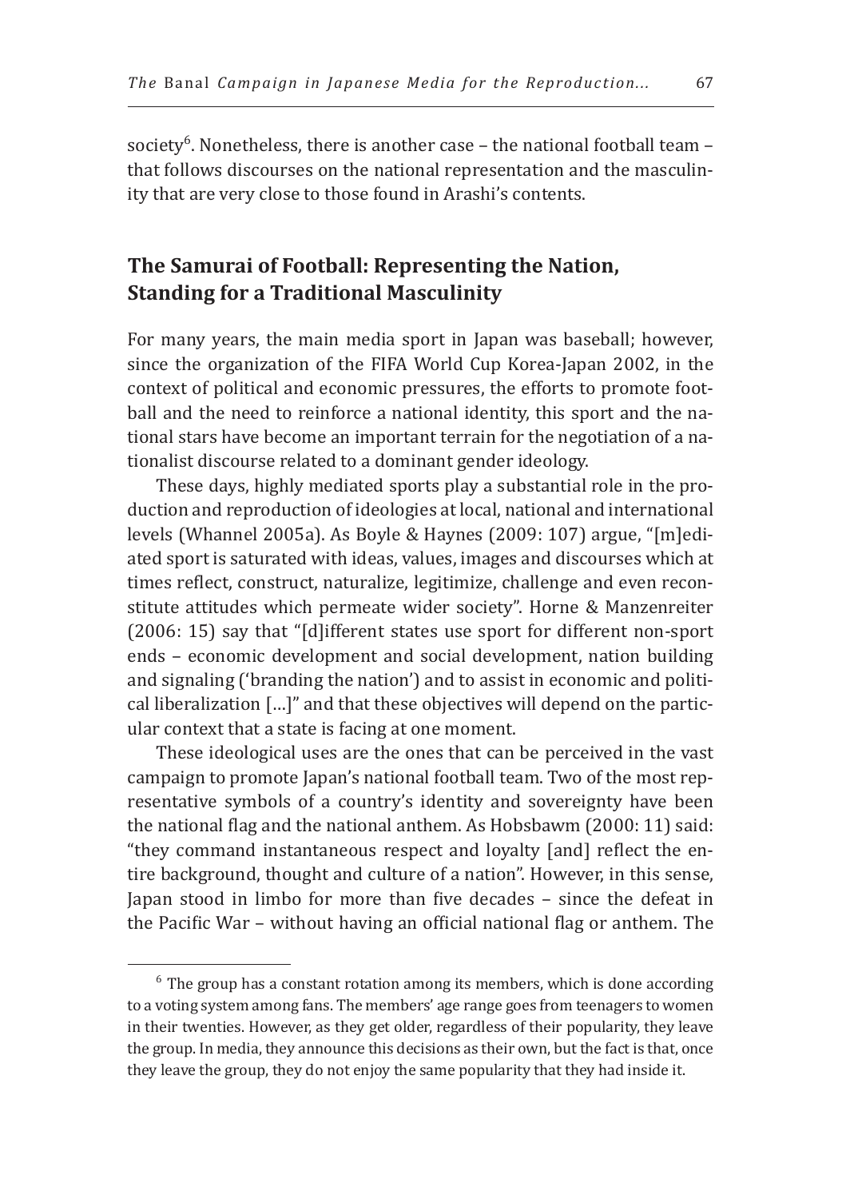society[6]. Nonetheless, there is another case – the national football team – that follows discourses on the national representation and the masculinity that are very close to those found in Arashi's contents.

## The Samurai of Football: Representing the Nation, Standing for a Traditional Masculinity

For many years, the main media sport in Japan was baseball; however, since the organization of the FIFA World Cup Korea-Japan 2002, in the context of political and economic pressures, the efforts to promote football and the need to reinforce a national identity, this sport and the national stars have become an important terrain for the negotiation of a nationalist discourse related to a dominant gender ideology.

These days, highly mediated sports play a substantial role in the production and reproduction of ideologies at local, national and international levels (Whannel 2005a). As Boyle & Haynes (2009: 107) argue, "[m]ediated sport is saturated with ideas, values, images and discourses which at times reflect, construct, naturalize, legitimize, challenge and even reconstitute attitudes which permeate wider society". Horne & Manzenreiter (2006: 15) say that "[d]ifferent states use sport for different non-sport ends – economic development and social development, nation building and signaling ('branding the nation') and to assist in economic and political liberalization […]" and that these objectives will depend on the particular context that a state is facing at one moment.

These ideological uses are the ones that can be perceived in the vast campaign to promote Japan's national football team. Two of the most representative symbols of a country's identity and sovereignty have been the national flag and the national anthem. As Hobsbawm (2000: 11) said: "they command instantaneous respect and loyalty [and] reflect the entire background, thought and culture of a nation". However, in this sense, Japan stood in limbo for more than five decades – since the defeat in the Pacific War – without having an official national flag or anthem. The

[6] The group has a constant rotation among its members, which is done according to a voting system among fans. The members' age range goes from teenagers to women in their twenties. However, as they get older, regardless of their popularity, they leave the group. In media, they announce this decisions as their own, but the fact is that, once they leave the group, they do not enjoy the same popularity that they had inside it.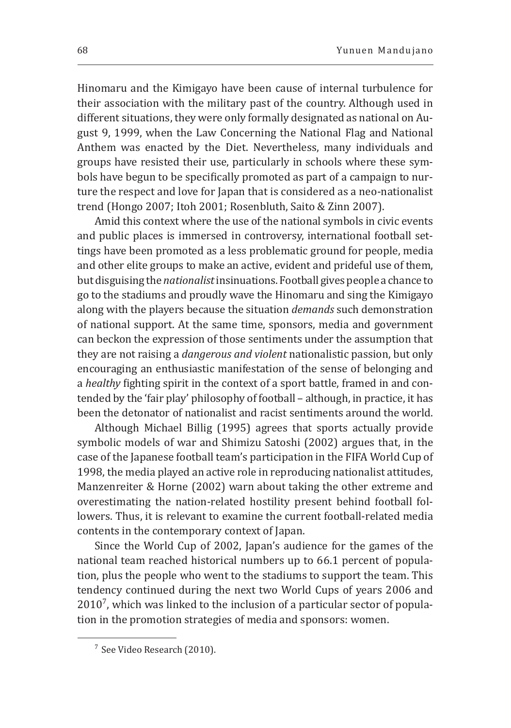Hinomaru and the Kimigayo have been cause of internal turbulence for their association with the military past of the country. Although used in different situations, they were only formally designated as national on August 9, 1999, when the Law Concerning the National Flag and National Anthem was enacted by the Diet. Nevertheless, many individuals and groups have resisted their use, particularly in schools where these symbols have begun to be specifically promoted as part of a campaign to nurture the respect and love for Japan that is considered as a neo-nationalist trend (Hongo 2007; Itoh 2001; Rosenbluth, Saito & Zinn 2007).

Amid this context where the use of the national symbols in civic events and public places is immersed in controversy, international football settings have been promoted as a less problematic ground for people, media and other elite groups to make an active, evident and prideful use of them, but disguising the *nationalist* insinuations. Football gives people a chance to go to the stadiums and proudly wave the Hinomaru and sing the Kimigayo along with the players because the situation *demands* such demonstration of national support. At the same time, sponsors, media and government can beckon the expression of those sentiments under the assumption that they are not raising a *dangerous and violent* nationalistic passion, but only encouraging an enthusiastic manifestation of the sense of belonging and a *healthy* fighting spirit in the context of a sport battle, framed in and contended by the 'fair play' philosophy of football – although, in practice, it has been the detonator of nationalist and racist sentiments around the world.

Although Michael Billig (1995) agrees that sports actually provide symbolic models of war and Shimizu Satoshi (2002) argues that, in the case of the Japanese football team's participation in the FIFA World Cup of 1998, the media played an active role in reproducing nationalist attitudes, Manzenreiter & Horne (2002) warn about taking the other extreme and overestimating the nation-related hostility present behind football followers. Thus, it is relevant to examine the current football-related media contents in the contemporary context of Japan.

Since the World Cup of 2002, Japan's audience for the games of the national team reached historical numbers up to 66.1 percent of population, plus the people who went to the stadiums to support the team. This tendency continued during the next two World Cups of years 2006 and 2010[7], which was linked to the inclusion of a particular sector of population in the promotion strategies of media and sponsors: women.

[7] See Video Research (2010).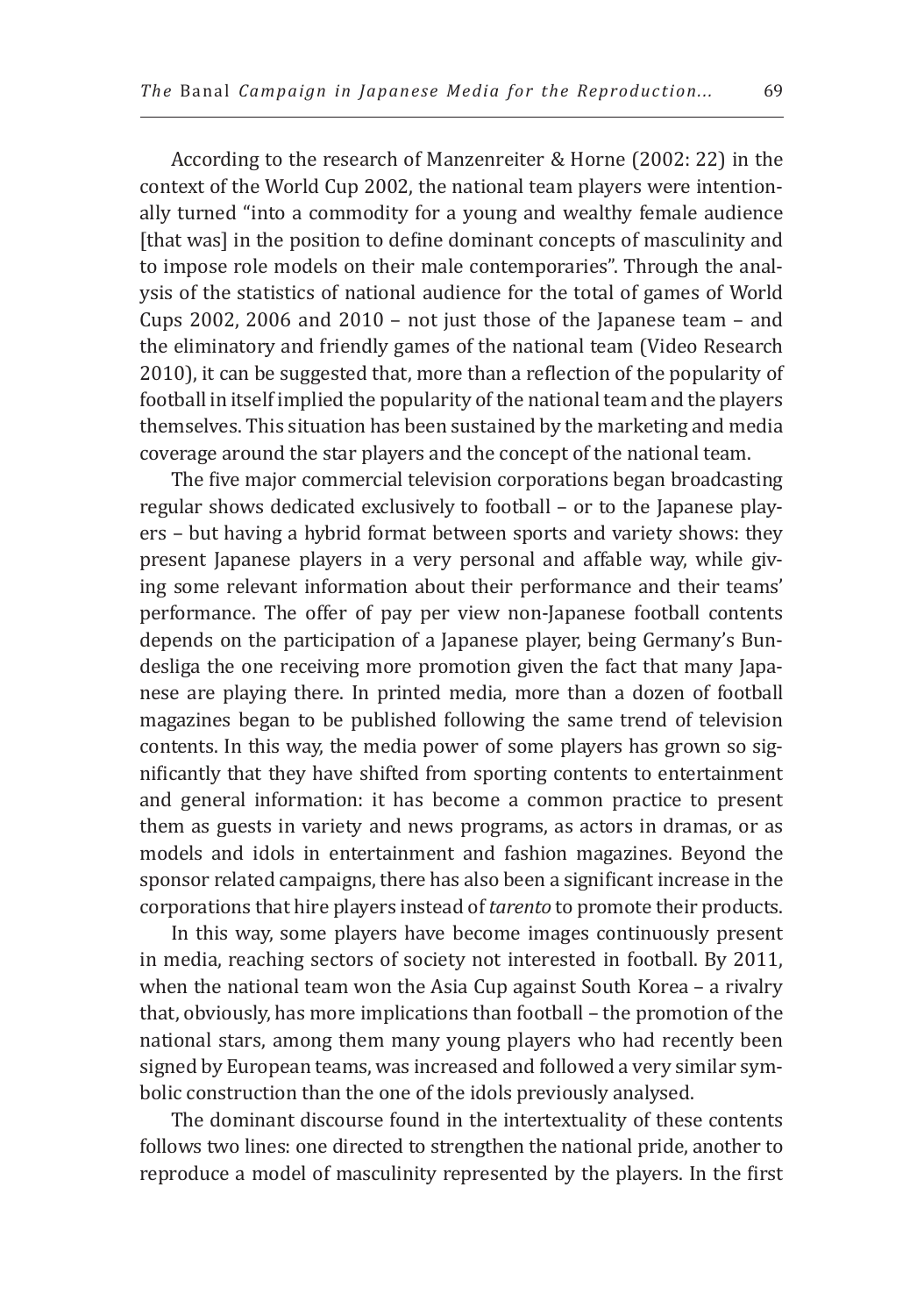According to the research of Manzenreiter & Horne (2002: 22) in the context of the World Cup 2002, the national team players were intentionally turned "into a commodity for a young and wealthy female audience [that was] in the position to define dominant concepts of masculinity and to impose role models on their male contemporaries". Through the analysis of the statistics of national audience for the total of games of World Cups 2002, 2006 and 2010 – not just those of the Japanese team – and the eliminatory and friendly games of the national team (Video Research 2010), it can be suggested that, more than a reflection of the popularity of football in itself implied the popularity of the national team and the players themselves. This situation has been sustained by the marketing and media coverage around the star players and the concept of the national team.

The five major commercial television corporations began broadcasting regular shows dedicated exclusively to football – or to the Japanese players – but having a hybrid format between sports and variety shows: they present Japanese players in a very personal and affable way, while giving some relevant information about their performance and their teams' performance. The offer of pay per view non-Japanese football contents depends on the participation of a Japanese player, being Germany's Bundesliga the one receiving more promotion given the fact that many Japanese are playing there. In printed media, more than a dozen of football magazines began to be published following the same trend of television contents. In this way, the media power of some players has grown so significantly that they have shifted from sporting contents to entertainment and general information: it has become a common practice to present them as guests in variety and news programs, as actors in dramas, or as models and idols in entertainment and fashion magazines. Beyond the sponsor related campaigns, there has also been a significant increase in the corporations that hire players instead of *tarento* to promote their products.

In this way, some players have become images continuously present in media, reaching sectors of society not interested in football. By 2011, when the national team won the Asia Cup against South Korea – a rivalry that, obviously, has more implications than football – the promotion of the national stars, among them many young players who had recently been signed by European teams, was increased and followed a very similar symbolic construction than the one of the idols previously analysed.

The dominant discourse found in the intertextuality of these contents follows two lines: one directed to strengthen the national pride, another to reproduce a model of masculinity represented by the players. In the first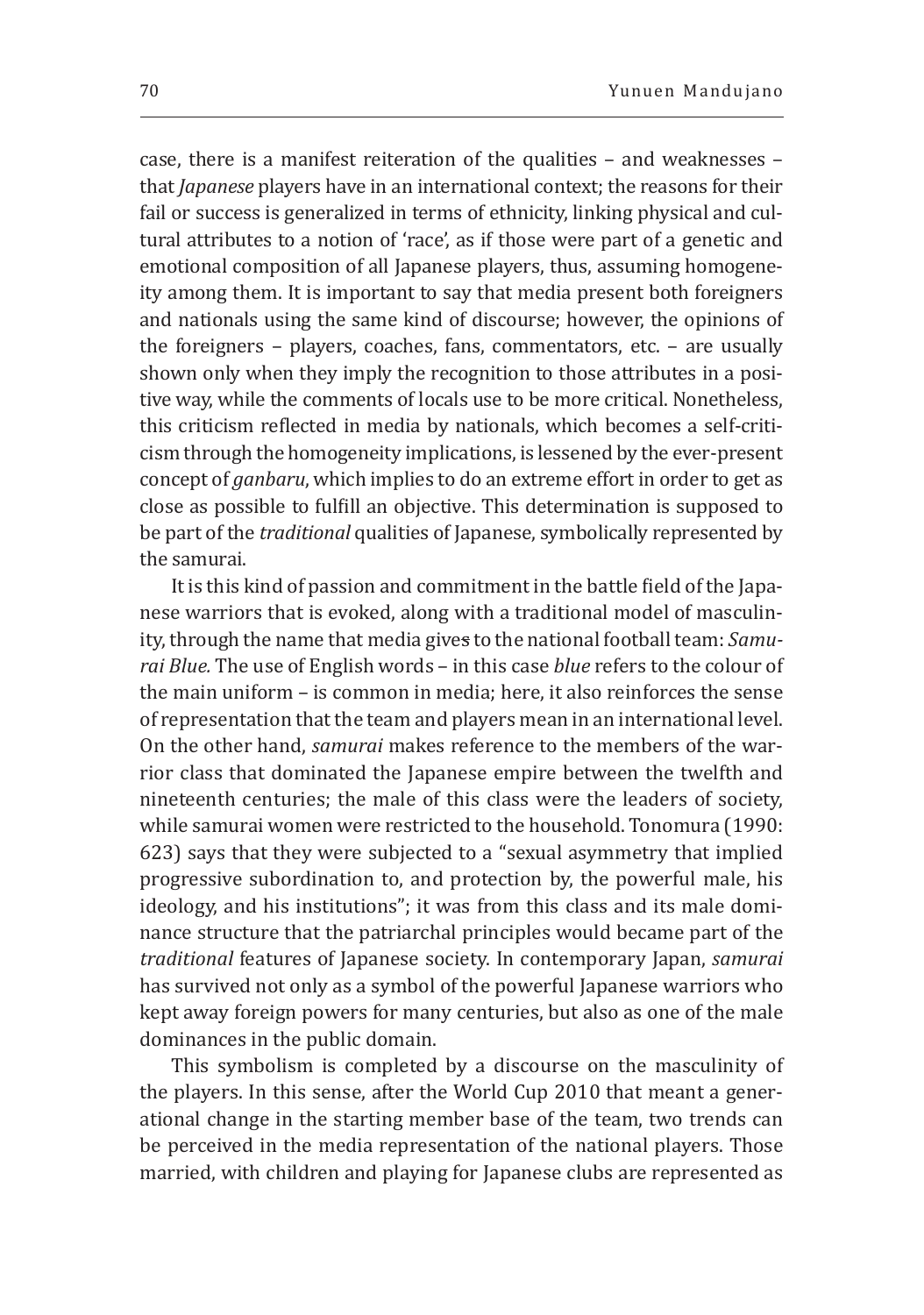case, there is a manifest reiteration of the qualities – and weaknesses – that *Japanese* players have in an international context; the reasons for their fail or success is generalized in terms of ethnicity, linking physical and cultural attributes to a notion of 'race', as if those were part of a genetic and emotional composition of all Japanese players, thus, assuming homogeneity among them. It is important to say that media present both foreigners and nationals using the same kind of discourse; however, the opinions of the foreigners – players, coaches, fans, commentators, etc. – are usually shown only when they imply the recognition to those attributes in a positive way, while the comments of locals use to be more critical. Nonetheless, this criticism reflected in media by nationals, which becomes a self-criticism through the homogeneity implications, is lessened by the ever-present concept of *ganbaru*, which implies to do an extreme effort in order to get as close as possible to fulfill an objective. This determination is supposed to be part of the *traditional* qualities of Japanese, symbolically represented by the samurai.

It is this kind of passion and commitment in the battle field of the Japanese warriors that is evoked, along with a traditional model of masculinity, through the name that media gives to the national football team: *Samurai Blue.* The use of English words – in this case *blue* refers to the colour of the main uniform – is common in media; here, it also reinforces the sense of representation that the team and players mean in an international level. On the other hand, *samurai* makes reference to the members of the warrior class that dominated the Japanese empire between the twelfth and nineteenth centuries; the male of this class were the leaders of society, while samurai women were restricted to the household. Tonomura (1990: 623) says that they were subjected to a "sexual asymmetry that implied progressive subordination to, and protection by, the powerful male, his ideology, and his institutions"; it was from this class and its male dominance structure that the patriarchal principles would became part of the *traditional* features of Japanese society. In contemporary Japan, *samurai* has survived not only as a symbol of the powerful Japanese warriors who kept away foreign powers for many centuries, but also as one of the male dominances in the public domain.

This symbolism is completed by a discourse on the masculinity of the players. In this sense, after the World Cup 2010 that meant a generational change in the starting member base of the team, two trends can be perceived in the media representation of the national players. Those married, with children and playing for Japanese clubs are represented as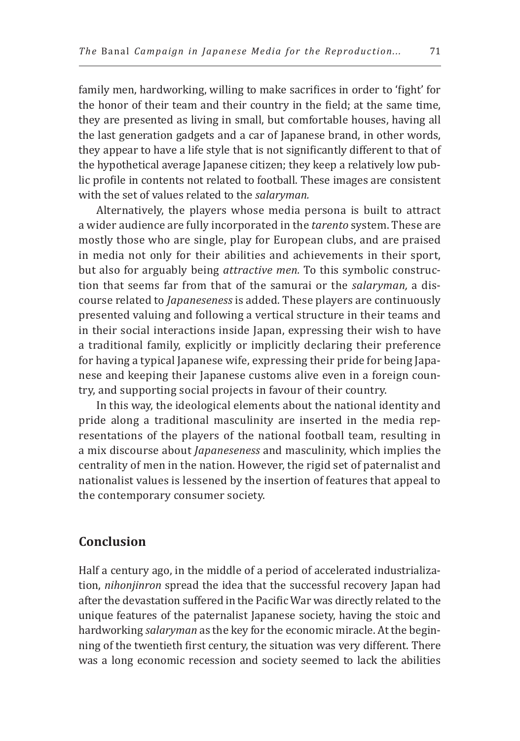family men, hardworking, willing to make sacrifices in order to 'fight' for the honor of their team and their country in the field; at the same time, they are presented as living in small, but comfortable houses, having all the last generation gadgets and a car of Japanese brand, in other words, they appear to have a life style that is not significantly different to that of the hypothetical average Japanese citizen; they keep a relatively low public profile in contents not related to football. These images are consistent with the set of values related to the *salaryman.*

Alternatively, the players whose media persona is built to attract a wider audience are fully incorporated in the *tarento* system. These are mostly those who are single, play for European clubs, and are praised in media not only for their abilities and achievements in their sport, but also for arguably being *attractive men.* To this symbolic construction that seems far from that of the samurai or the *salaryman,* a discourse related to *Japaneseness* is added. These players are continuously presented valuing and following a vertical structure in their teams and in their social interactions inside Japan, expressing their wish to have a traditional family, explicitly or implicitly declaring their preference for having a typical Japanese wife, expressing their pride for being Japanese and keeping their Japanese customs alive even in a foreign country, and supporting social projects in favour of their country.

In this way, the ideological elements about the national identity and pride along a traditional masculinity are inserted in the media representations of the players of the national football team, resulting in a mix discourse about *Japaneseness* and masculinity, which implies the centrality of men in the nation. However, the rigid set of paternalist and nationalist values is lessened by the insertion of features that appeal to the contemporary consumer society.

## Conclusion

Half a century ago, in the middle of a period of accelerated industrialization, *nihonjinron* spread the idea that the successful recovery Japan had after the devastation suffered in the Pacific War was directly related to the unique features of the paternalist Japanese society, having the stoic and hardworking *salaryman* as the key for the economic miracle. At the beginning of the twentieth first century, the situation was very different. There was a long economic recession and society seemed to lack the abilities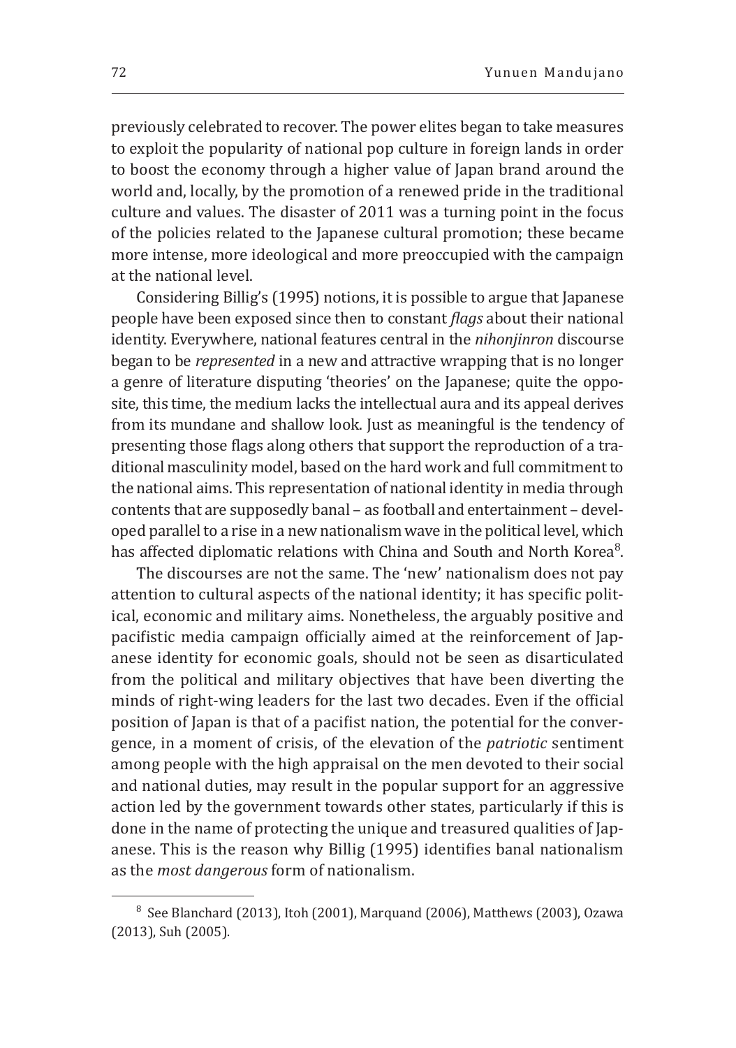previously celebrated to recover. The power elites began to take measures to exploit the popularity of national pop culture in foreign lands in order to boost the economy through a higher value of Japan brand around the world and, locally, by the promotion of a renewed pride in the traditional culture and values. The disaster of 2011 was a turning point in the focus of the policies related to the Japanese cultural promotion; these became more intense, more ideological and more preoccupied with the campaign at the national level.

Considering Billig's (1995) notions, it is possible to argue that Japanese people have been exposed since then to constant *flags* about their national identity. Everywhere, national features central in the *nihonjinron* discourse began to be *represented* in a new and attractive wrapping that is no longer a genre of literature disputing 'theories' on the Japanese; quite the opposite, this time, the medium lacks the intellectual aura and its appeal derives from its mundane and shallow look. Just as meaningful is the tendency of presenting those flags along others that support the reproduction of a traditional masculinity model, based on the hard work and full commitment to the national aims. This representation of national identity in media through contents that are supposedly banal – as football and entertainment – developed parallel to a rise in a new nationalism wave in the political level, which has affected diplomatic relations with China and South and North Korea[8].

The discourses are not the same. The 'new' nationalism does not pay attention to cultural aspects of the national identity; it has specific political, economic and military aims. Nonetheless, the arguably positive and pacifistic media campaign officially aimed at the reinforcement of Japanese identity for economic goals, should not be seen as disarticulated from the political and military objectives that have been diverting the minds of right-wing leaders for the last two decades. Even if the official position of Japan is that of a pacifist nation, the potential for the convergence, in a moment of crisis, of the elevation of the *patriotic* sentiment among people with the high appraisal on the men devoted to their social and national duties, may result in the popular support for an aggressive action led by the government towards other states, particularly if this is done in the name of protecting the unique and treasured qualities of Japanese. This is the reason why Billig (1995) identifies banal nationalism as the *most dangerous* form of nationalism.

[8] See Blanchard (2013), Itoh (2001), Marquand (2006), Matthews (2003), Ozawa (2013), Suh (2005).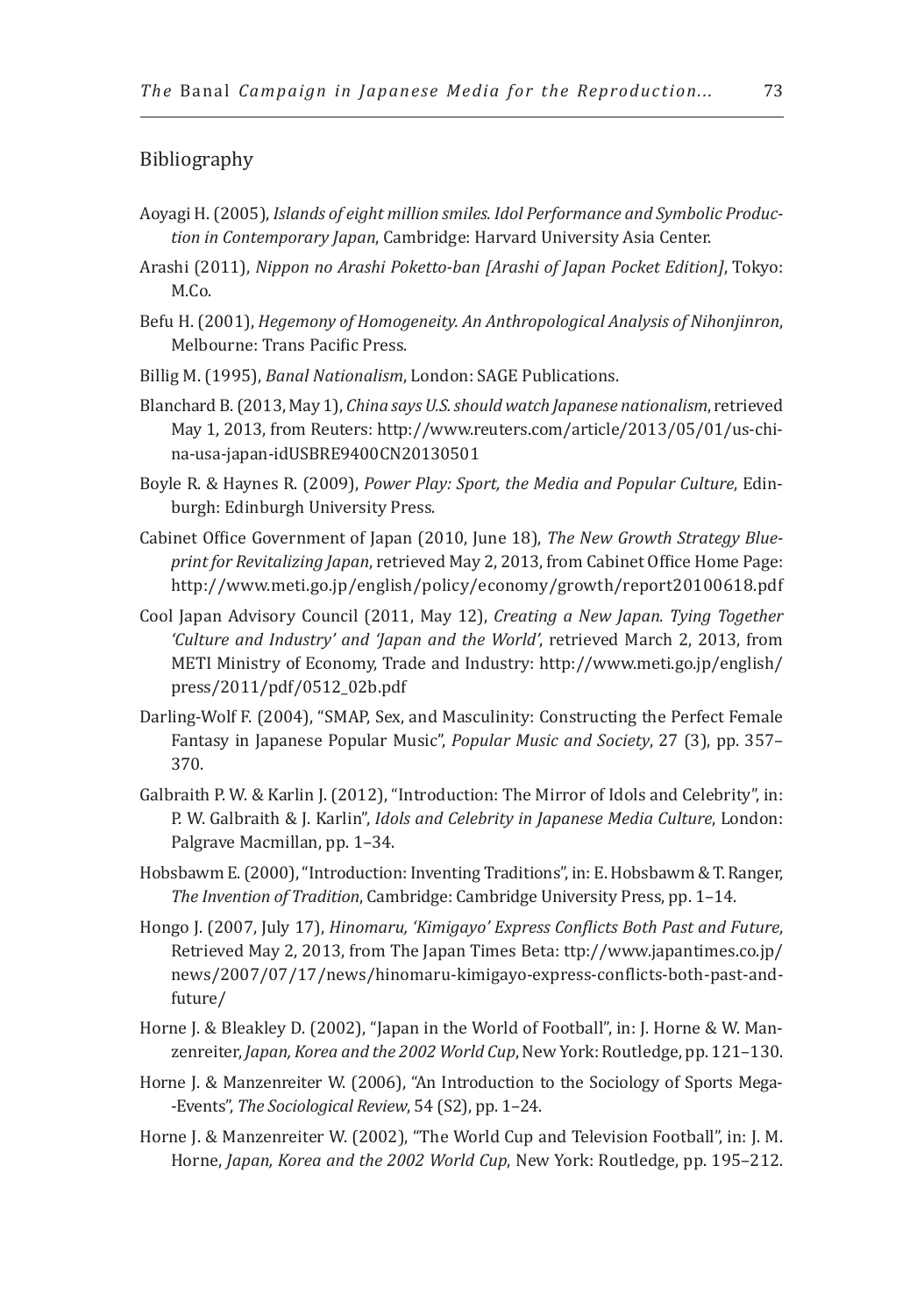## Bibliography

Aoyagi H. (2005), *Islands of eight million smiles. Idol Performance and Symbolic Production in Contemporary Japan*, Cambridge: Harvard University Asia Center.

Arashi (2011), *Nippon no Arashi Poketto-ban [Arashi of Japan Pocket Edition]*, Tokyo: M.Co.

Befu H. (2001), *Hegemony of Homogeneity. An Anthropological Analysis of Nihonjinron*, Melbourne: Trans Pacific Press.

Billig M. (1995), *Banal Nationalism*, London: SAGE Publications.

Blanchard B. (2013, May 1), *China says U.S. should watch Japanese nationalism*, retrieved May 1, 2013, from Reuters: http://www.reuters.com/article/2013/05/01/us-china-usa-japan-idUSBRE9400CN20130501

Boyle R. & Haynes R. (2009), *Power Play: Sport, the Media and Popular Culture*, Edinburgh: Edinburgh University Press.

Cabinet Office Government of Japan (2010, June 18), *The New Growth Strategy Blueprint for Revitalizing Japan*, retrieved May 2, 2013, from Cabinet Office Home Page: http://www.meti.go.jp/english/policy/economy/growth/report20100618.pdf

Cool Japan Advisory Council (2011, May 12), *Creating a New Japan. Tying Together 'Culture and Industry' and 'Japan and the World'*, retrieved March 2, 2013, from METI Ministry of Economy, Trade and Industry: http://www.meti.go.jp/english/press/2011/pdf/0512_02b.pdf

Darling-Wolf F. (2004), "SMAP, Sex, and Masculinity: Constructing the Perfect Female Fantasy in Japanese Popular Music", *Popular Music and Society*, 27 (3), pp. 357–370.

Galbraith P. W. & Karlin J. (2012), "Introduction: The Mirror of Idols and Celebrity", in: P. W. Galbraith & J. Karlin", *Idols and Celebrity in Japanese Media Culture*, London: Palgrave Macmillan, pp. 1–34.

Hobsbawm E. (2000), "Introduction: Inventing Traditions", in: E. Hobsbawm & T. Ranger, *The Invention of Tradition*, Cambridge: Cambridge University Press, pp. 1–14.

Hongo J. (2007, July 17), *Hinomaru, 'Kimigayo' Express Conflicts Both Past and Future*, Retrieved May 2, 2013, from The Japan Times Beta: ttp://www.japantimes.co.jp/news/2007/07/17/news/hinomaru-kimigayo-express-conflicts-both-past-and-future/

Horne J. & Bleakley D. (2002), "Japan in the World of Football", in: J. Horne & W. Manzenreiter, *Japan, Korea and the 2002 World Cup*, New York: Routledge, pp. 121–130.

Horne J. & Manzenreiter W. (2006), "An Introduction to the Sociology of Sports Mega--Events", *The Sociological Review*, 54 (S2), pp. 1–24.

Horne J. & Manzenreiter W. (2002), "The World Cup and Television Football", in: J. M. Horne, *Japan, Korea and the 2002 World Cup*, New York: Routledge, pp. 195–212.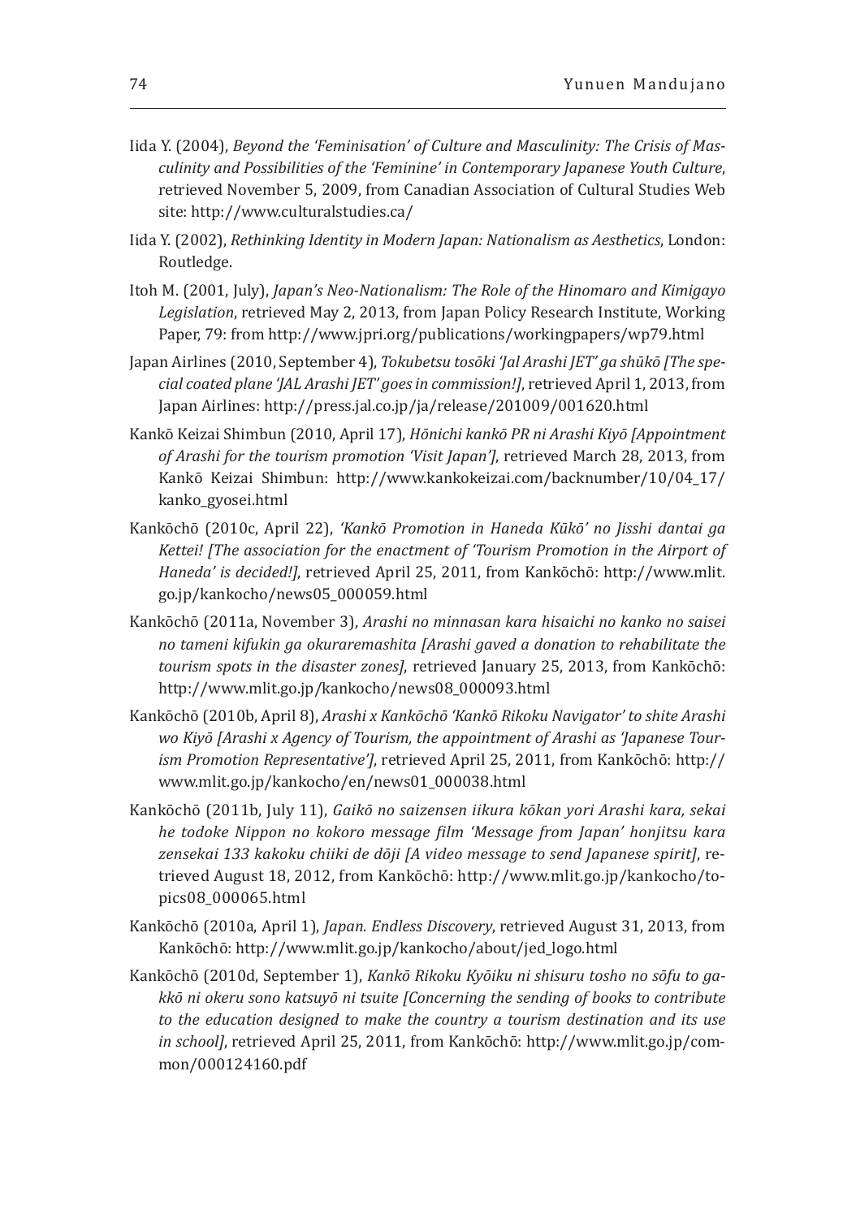Iida Y. (2004), *Beyond the 'Feminisation' of Culture and Masculinity: The Crisis of Masculinity and Possibilities of the 'Feminine' in Contemporary Japanese Youth Culture*, retrieved November 5, 2009, from Canadian Association of Cultural Studies Web site: http://www.culturalstudies.ca/

Iida Y. (2002), *Rethinking Identity in Modern Japan: Nationalism as Aesthetics*, London: Routledge.

Itoh M. (2001, July), *Japan's Neo-Nationalism: The Role of the Hinomaro and Kimigayo Legislation*, retrieved May 2, 2013, from Japan Policy Research Institute, Working Paper, 79: from http://www.jpri.org/publications/workingpapers/wp79.html

Japan Airlines (2010, September 4), *Tokubetsu tosōki 'Jal Arashi JET' ga shūkō [The special coated plane 'JAL Arashi JET' goes in commission!]*, retrieved April 1, 2013, from Japan Airlines: http://press.jal.co.jp/ja/release/201009/001620.html

Kankō Keizai Shimbun (2010, April 17), *Hōnichi kankō PR ni Arashi Kiyō [Appointment of Arashi for the tourism promotion 'Visit Japan']*, retrieved March 28, 2013, from Kankō Keizai Shimbun: http://www.kankokeizai.com/backnumber/10/04_17/kanko_gyosei.html

Kankōchō (2010c, April 22), *'Kankō Promotion in Haneda Kūkō' no Jisshi dantai ga Kettei! [The association for the enactment of 'Tourism Promotion in the Airport of Haneda' is decided!]*, retrieved April 25, 2011, from Kankōchō: http://www.mlit.go.jp/kankocho/news05_000059.html

Kankōchō (2011a, November 3), *Arashi no minnasan kara hisaichi no kanko no saisei no tameni kifukin ga okuraremashita [Arashi gaved a donation to rehabilitate the tourism spots in the disaster zones]*, retrieved January 25, 2013, from Kankōchō: http://www.mlit.go.jp/kankocho/news08_000093.html

Kankōchō (2010b, April 8), *Arashi x Kankōchō 'Kankō Rikoku Navigator' to shite Arashi wo Kiyō [Arashi x Agency of Tourism, the appointment of Arashi as 'Japanese Tourism Promotion Representative']*, retrieved April 25, 2011, from Kankōchō: http://www.mlit.go.jp/kankocho/en/news01_000038.html

Kankōchō (2011b, July 11), *Gaikō no saizensen iikura kōkan yori Arashi kara, sekai he todoke Nippon no kokoro message film 'Message from Japan' honjitsu kara zensekai 133 kakoku chiiki de dōji [A video message to send Japanese spirit]*, retrieved August 18, 2012, from Kankōchō: http://www.mlit.go.jp/kankocho/topics08_000065.html

Kankōchō (2010a, April 1), *Japan. Endless Discovery*, retrieved August 31, 2013, from Kankōchō: http://www.mlit.go.jp/kankocho/about/jed_logo.html

Kankōchō (2010d, September 1), *Kankō Rikoku Kyōiku ni shisuru tosho no sōfu to gakkō ni okeru sono katsuyō ni tsuite [Concerning the sending of books to contribute to the education designed to make the country a tourism destination and its use in school]*, retrieved April 25, 2011, from Kankōchō: http://www.mlit.go.jp/common/000124160.pdf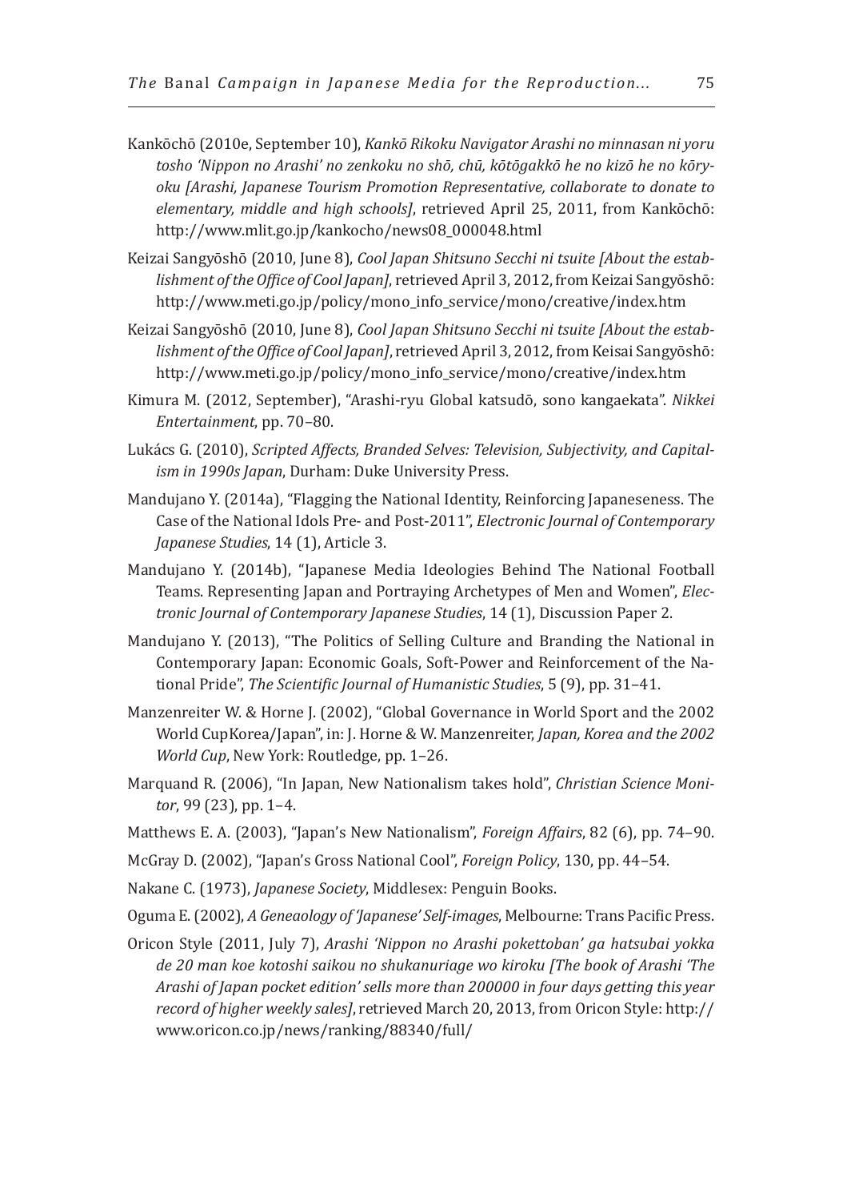Kankōchō (2010e, September 10), *Kankō Rikoku Navigator Arashi no minnasan ni yoru tosho 'Nippon no Arashi' no zenkoku no shō, chū, kōtōgakkō he no kizō he no kōryoku [Arashi, Japanese Tourism Promotion Representative, collaborate to donate to elementary, middle and high schools]*, retrieved April 25, 2011, from Kankōchō: http://www.mlit.go.jp/kankocho/news08_000048.html

Keizai Sangyōshō (2010, June 8), *Cool Japan Shitsuno Secchi ni tsuite [About the establishment of the Office of Cool Japan]*, retrieved April 3, 2012, from Keizai Sangyōshō: http://www.meti.go.jp/policy/mono_info_service/mono/creative/index.htm

Keizai Sangyōshō (2010, June 8), *Cool Japan Shitsuno Secchi ni tsuite [About the establishment of the Office of Cool Japan]*, retrieved April 3, 2012, from Keisai Sangyōshō: http://www.meti.go.jp/policy/mono_info_service/mono/creative/index.htm

Kimura M. (2012, September), "Arashi-ryu Global katsudō, sono kangaekata". *Nikkei Entertainment*, pp. 70–80.

Lukács G. (2010), *Scripted Affects, Branded Selves: Television, Subjectivity, and Capitalism in 1990s Japan*, Durham: Duke University Press.

Mandujano Y. (2014a), "Flagging the National Identity, Reinforcing Japaneseness. The Case of the National Idols Pre- and Post-2011", *Electronic Journal of Contemporary Japanese Studies*, 14 (1), Article 3.

Mandujano Y. (2014b), "Japanese Media Ideologies Behind The National Football Teams. Representing Japan and Portraying Archetypes of Men and Women", *Electronic Journal of Contemporary Japanese Studies*, 14 (1), Discussion Paper 2.

Mandujano Y. (2013), "The Politics of Selling Culture and Branding the National in Contemporary Japan: Economic Goals, Soft-Power and Reinforcement of the National Pride", *The Scientific Journal of Humanistic Studies*, 5 (9), pp. 31–41.

Manzenreiter W. & Horne J. (2002), "Global Governance in World Sport and the 2002 World CupKorea/Japan", in: J. Horne & W. Manzenreiter, *Japan, Korea and the 2002 World Cup*, New York: Routledge, pp. 1–26.

Marquand R. (2006), "In Japan, New Nationalism takes hold", *Christian Science Monitor*, 99 (23), pp. 1–4.

Matthews E. A. (2003), "Japan's New Nationalism", *Foreign Affairs*, 82 (6), pp. 74–90.

McGray D. (2002), "Japan's Gross National Cool", *Foreign Policy*, 130, pp. 44–54.

Nakane C. (1973), *Japanese Society*, Middlesex: Penguin Books.

Oguma E. (2002), *A Geneaology of 'Japanese' Self-images*, Melbourne: Trans Pacific Press.

Oricon Style (2011, July 7), *Arashi 'Nippon no Arashi pokettoban' ga hatsubai yokka de 20 man koe kotoshi saikou no shukanuriage wo kiroku [The book of Arashi 'The Arashi of Japan pocket edition' sells more than 200000 in four days getting this year record of higher weekly sales]*, retrieved March 20, 2013, from Oricon Style: http://www.oricon.co.jp/news/ranking/88340/full/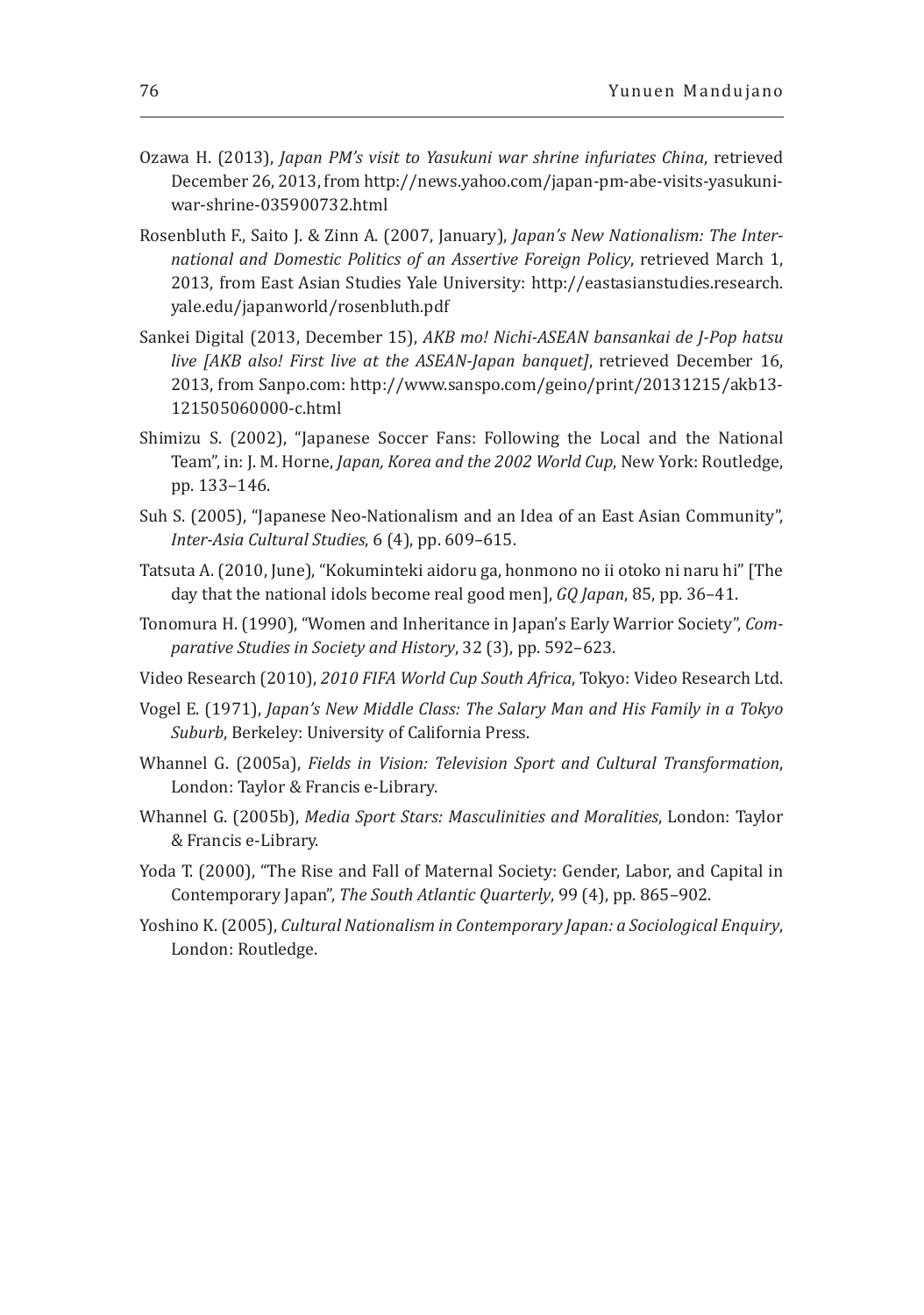Ozawa H. (2013), *Japan PM's visit to Yasukuni war shrine infuriates China*, retrieved December 26, 2013, from http://news.yahoo.com/japan-pm-abe-visits-yasukuni-war-shrine-035900732.html

Rosenbluth F., Saito J. & Zinn A. (2007, January), *Japan's New Nationalism: The International and Domestic Politics of an Assertive Foreign Policy*, retrieved March 1, 2013, from East Asian Studies Yale University: http://eastasianstudies.research.yale.edu/japanworld/rosenbluth.pdf

Sankei Digital (2013, December 15), *AKB mo! Nichi-ASEAN bansankai de J-Pop hatsu live [AKB also! First live at the ASEAN-Japan banquet]*, retrieved December 16, 2013, from Sanpo.com: http://www.sanspo.com/geino/print/20131215/akb13-121505060000-c.html

Shimizu S. (2002), "Japanese Soccer Fans: Following the Local and the National Team", in: J. M. Horne, *Japan, Korea and the 2002 World Cup*, New York: Routledge, pp. 133–146.

Suh S. (2005), "Japanese Neo-Nationalism and an Idea of an East Asian Community", *Inter-Asia Cultural Studies*, 6 (4), pp. 609–615.

Tatsuta A. (2010, June), "Kokuminteki aidoru ga, honmono no ii otoko ni naru hi" [The day that the national idols become real good men], *GQ Japan*, 85, pp. 36–41.

Tonomura H. (1990), "Women and Inheritance in Japan's Early Warrior Society", *Comparative Studies in Society and History*, 32 (3), pp. 592–623.

Video Research (2010), *2010 FIFA World Cup South Africa*, Tokyo: Video Research Ltd.

Vogel E. (1971), *Japan's New Middle Class: The Salary Man and His Family in a Tokyo Suburb*, Berkeley: University of California Press.

Whannel G. (2005a), *Fields in Vision: Television Sport and Cultural Transformation*, London: Taylor & Francis e-Library.

Whannel G. (2005b), *Media Sport Stars: Masculinities and Moralities*, London: Taylor & Francis e-Library.

Yoda T. (2000), "The Rise and Fall of Maternal Society: Gender, Labor, and Capital in Contemporary Japan", *The South Atlantic Quarterly*, 99 (4), pp. 865–902.

Yoshino K. (2005), *Cultural Nationalism in Contemporary Japan: a Sociological Enquiry*, London: Routledge.